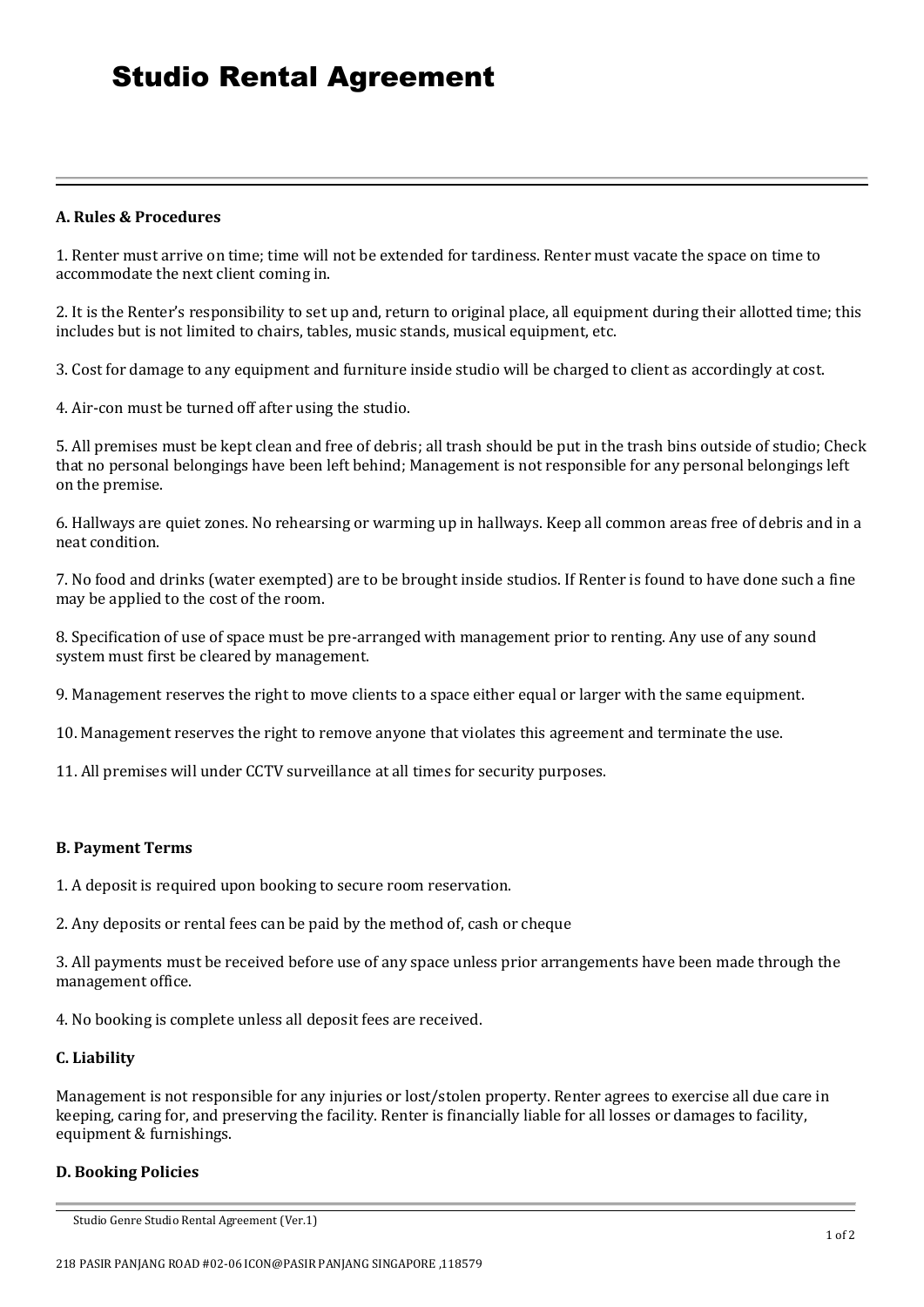# Studio Rental Agreement

### A. Rules & Procedures

1. Renter must arrive on time; time will not be extended for tardiness. Renter must vacate the space on time to accommodate the next client coming in.

2. It is the Renter's responsibility to set up and, return to original place, all equipment during their allotted time; this includes but is not limited to chairs, tables, music stands, musical equipment, etc.

3. Cost for damage to any equipment and furniture inside studio will be charged to client as accordingly at cost.

4. Air-con must be turned off after using the studio.

5. All premises must be kept clean and free of debris; all trash should be put in the trash bins outside of studio; Check that no personal belongings have been left behind; Management is not responsible for any personal belongings left on the premise.

6. Hallways are quiet zones. No rehearsing or warming up in hallways. Keep all common areas free of debris and in a neat condition.

7. No food and drinks (water exempted) are to be brought inside studios. If Renter is found to have done such a fine may be applied to the cost of the room.

8. Specification of use of space must be pre-arranged with management prior to renting. Any use of any sound system must first be cleared by management.

9. Management reserves the right to move clients to a space either equal or larger with the same equipment.

10. Management reserves the right to remove anyone that violates this agreement and terminate the use.

11. All premises will under CCTV surveillance at all times for security purposes.

### B. Payment Terms

1. A deposit is required upon booking to secure room reservation.

2. Any deposits or rental fees can be paid by the method of, cash or cheque

3. All payments must be received before use of any space unless prior arrangements have been made through the management office.

4. No booking is complete unless all deposit fees are received.

### C. Liability

Management is not responsible for any injuries or lost/stolen property. Renter agrees to exercise all due care in keeping, caring for, and preserving the facility. Renter is financially liable for all losses or damages to facility, equipment & furnishings.

### D. Booking Policies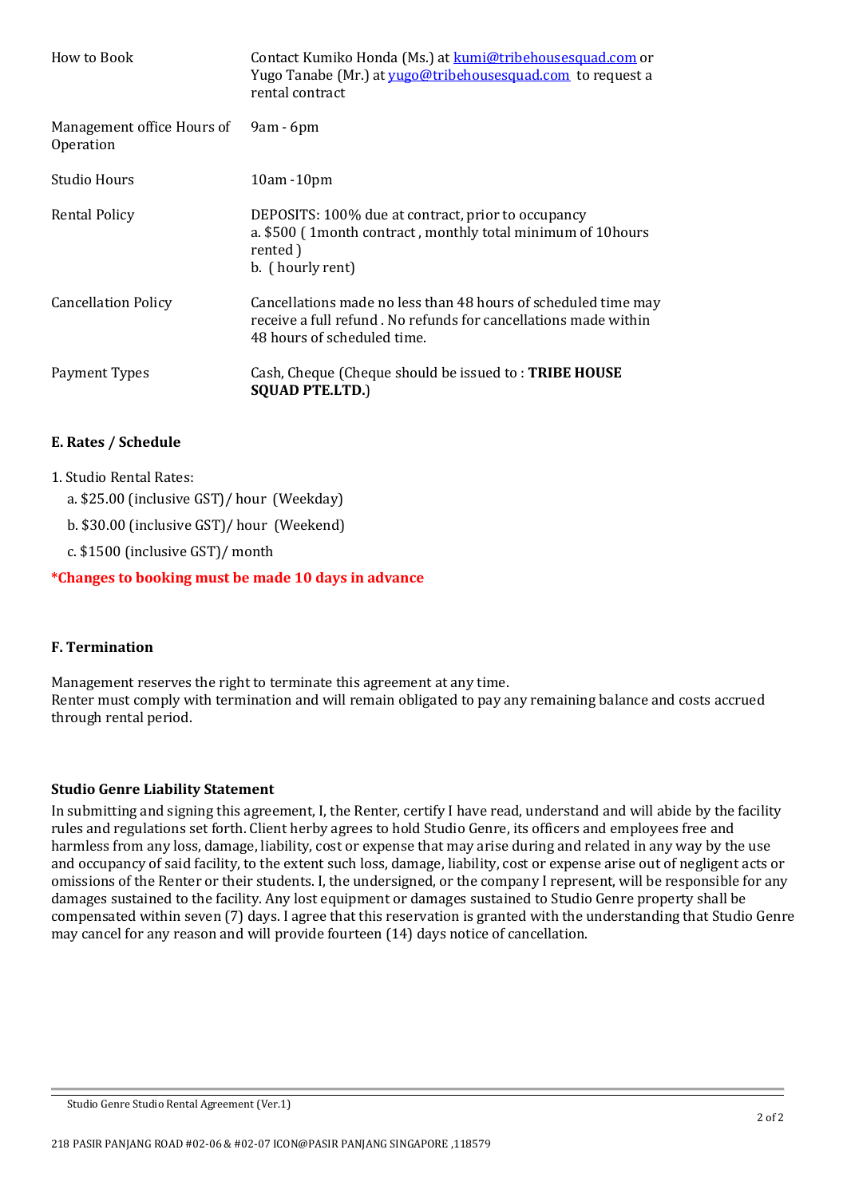| | |
|---|---|
| How to Book | Contact Kumiko Honda (Ms.) at kumi@tribehousesquad.com or Yugo Tanabe (Mr.) at yugo@tribehousesquad.com to request a rental contract |
| Management office Hours of Operation | 9am - 6pm |
| Studio Hours | 10am -10pm |
| Rental Policy | DEPOSITS: 100% due at contract, prior to occupancy<br>a. $500 ( 1month contract , monthly total minimum of 10hours rented )<br>b. ( hourly rent) |
| Cancellation Policy | Cancellations made no less than 48 hours of scheduled time may receive a full refund . No refunds for cancellations made within 48 hours of scheduled time. |
| Payment Types | Cash, Cheque (Cheque should be issued to : **TRIBE HOUSE SQUAD PTE.LTD.**) |

### E. Rates / Schedule

1. Studio Rental Rates:
   a. $25.00 (inclusive GST)/ hour (Weekday)
   b. $30.00 (inclusive GST)/ hour (Weekend)
   c. $1500 (inclusive GST)/ month

**\*Changes to booking must be made 10 days in advance**

### F. Termination

Management reserves the right to terminate this agreement at any time.
Renter must comply with termination and will remain obligated to pay any remaining balance and costs accrued through rental period.

### Studio Genre Liability Statement

In submitting and signing this agreement, I, the Renter, certify I have read, understand and will abide by the facility rules and regulations set forth. Client herby agrees to hold Studio Genre, its officers and employees free and harmless from any loss, damage, liability, cost or expense that may arise during and related in any way by the use and occupancy of said facility, to the extent such loss, damage, liability, cost or expense arise out of negligent acts or omissions of the Renter or their students. I, the undersigned, or the company I represent, will be responsible for any damages sustained to the facility. Any lost equipment or damages sustained to Studio Genre property shall be compensated within seven (7) days. I agree that this reservation is granted with the understanding that Studio Genre may cancel for any reason and will provide fourteen (14) days notice of cancellation.

Studio Genre Studio Rental Agreement (Ver.1)

218 PASIR PANJANG ROAD #02-06 & #02-07 ICON@PASIR PANJANG SINGAPORE ,118579